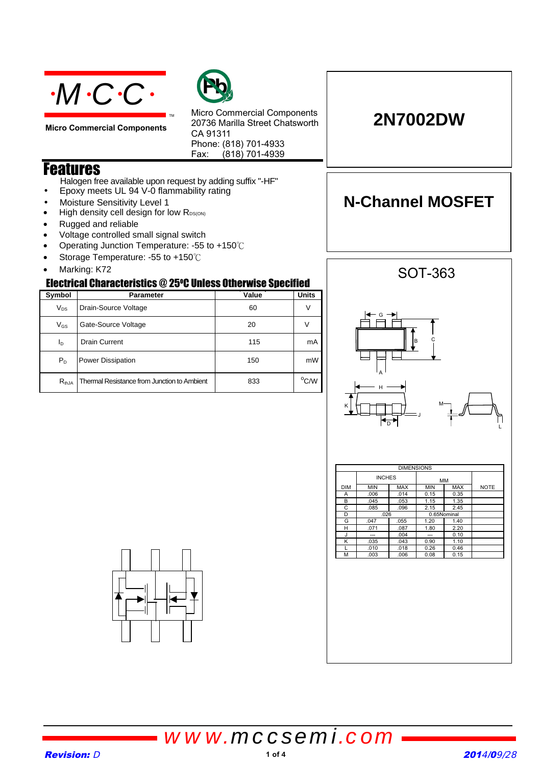**Micro Commercial Components**

Micro Commercial Components
20736 Marilla Street Chatsworth
CA 91311
Phone: (818) 701-4933
Fax: (818) 701-4939

# 2N7002DW

## N-Channel MOSFET

## Features

Halogen free available upon request by adding suffix "-HF"

- Epoxy meets UL 94 V-0 flammability rating
- Moisture Sensitivity Level 1
- High density cell design for low $R_{DS(ON)}$
- Rugged and reliable
- Voltage controlled small signal switch
- Operating Junction Temperature: -55 to +150℃
- Storage Temperature: -55 to +150℃
- Marking: K72

## Electrical Characteristics @ 25°C Unless Otherwise Specified

| Symbol | Parameter | Value | Units |
|---|---|---|---|
| $V_{DS}$ | Drain-Source Voltage | 60 | V |
| $V_{GS}$ | Gate-Source Voltage | 20 | V |
| $I_D$ | Drain Current | 115 | mA |
| $P_D$ | Power Dissipation | 150 | mW |
| $R_{thJA}$ | Thermal Resistance from Junction to Ambient | 833 | °C/W |

## SOT-363

| DIM | INCHES MIN | INCHES MAX | MM MIN | MM MAX | NOTE |
|---|---|---|---|---|---|
| A | .006 | .014 | 0.15 | 0.35 | |
| B | .045 | .053 | 1.15 | 1.35 | |
| C | .085 | .096 | 2.15 | 2.45 | |
| D | .026 | | 0.65Nominal | | |
| G | .047 | .055 | 1.20 | 1.40 | |
| H | .071 | .087 | 1.80 | 2.20 | |
| J | --- | .004 | --- | 0.10 | |
| K | .035 | .043 | 0.90 | 1.10 | |
| L | .010 | .018 | 0.26 | 0.46 | |
| M | .003 | .006 | 0.08 | 0.15 | |

www.mccsemi.com

Revision: D

2014/09/28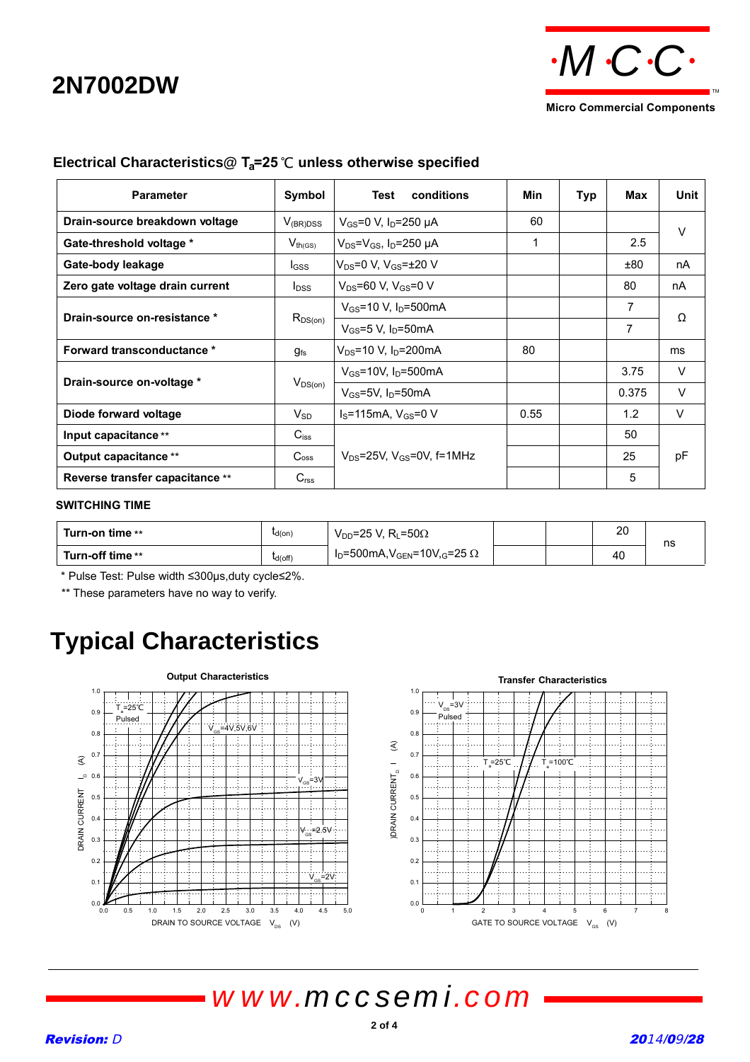# 2N7002DW

## Electrical Characteristics@ $T_a$=25℃ unless otherwise specified

| Parameter | Symbol | Test conditions | Min | Typ | Max | Unit |
|---|---|---|---|---|---|---|
| Drain-source breakdown voltage | $V_{(BR)DSS}$ | $V_{GS}$=0 V, $I_D$=250 μA | 60 | | | V |
| Gate-threshold voltage * | $V_{th(GS)}$ | $V_{DS}$=$V_{GS}$, $I_D$=250 μA | 1 | | 2.5 | V |
| Gate-body leakage | $I_{GSS}$ | $V_{DS}$=0 V, $V_{GS}$=±20 V | | | ±80 | nA |
| Zero gate voltage drain current | $I_{DSS}$ | $V_{DS}$=60 V, $V_{GS}$=0 V | | | 80 | nA |
| Drain-source on-resistance * | $R_{DS(on)}$ | $V_{GS}$=10 V, $I_D$=500mA | | | 7 | Ω |
| | | $V_{GS}$=5 V, $I_D$=50mA | | | 7 | Ω |
| Forward transconductance * | $g_{fs}$ | $V_{DS}$=10 V, $I_D$=200mA | 80 | | | ms |
| Drain-source on-voltage * | $V_{DS(on)}$ | $V_{GS}$=10V, $I_D$=500mA | | | 3.75 | V |
| | | $V_{GS}$=5V, $I_D$=50mA | | | 0.375 | V |
| Diode forward voltage | $V_{SD}$ | $I_S$=115mA, $V_{GS}$=0 V | 0.55 | | 1.2 | V |
| Input capacitance ** | $C_{iss}$ | $V_{DS}$=25V, $V_{GS}$=0V, f=1MHz | | | 50 | pF |
| Output capacitance ** | $C_{oss}$ | | | | 25 | pF |
| Reverse transfer capacitance ** | $C_{rss}$ | | | | 5 | pF |

### SWITCHING TIME

| Parameter | Symbol | Test conditions | Min | Typ | Max | Unit |
|---|---|---|---|---|---|---|
| Turn-on time ** | $t_{d(on)}$ | $V_{DD}$=25 V, $R_L$=50Ω | | | 20 | ns |
| Turn-off time ** | $t_{d(off)}$ | $I_D$=500mA, $V_{GEN}$=10V, $R_G$=25 Ω | | | 40 | ns |

\* Pulse Test: Pulse width ≤300μs,duty cycle≤2%.

\*\* These parameters have no way to verify.

# Typical Characteristics

**Output Characteristics**

**Transfer Characteristics**

*Revision: D* *2014/09/28*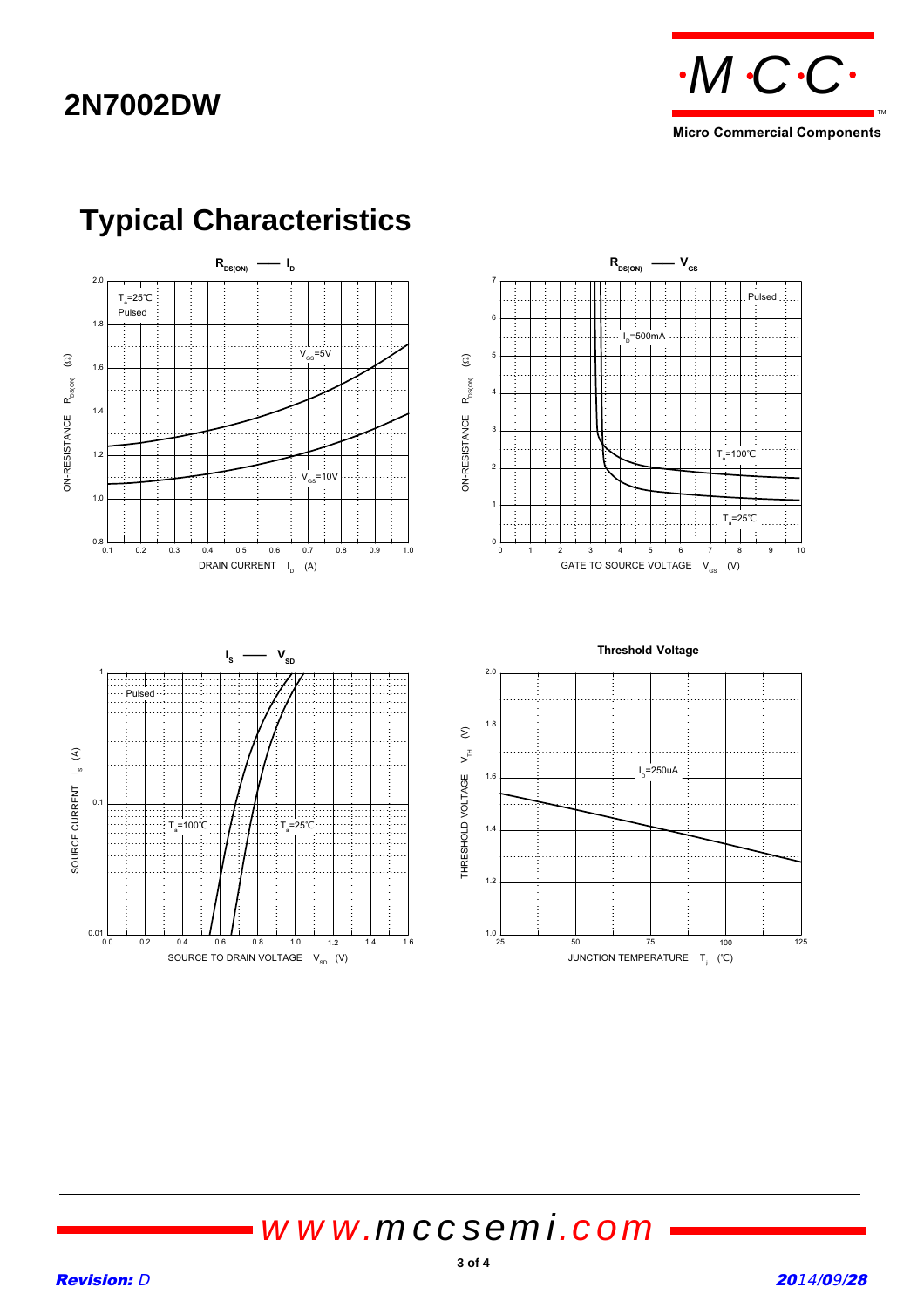# Typical Characteristics

**$R_{DS(ON)}$ — $I_D$**

$T_a$=25℃
Pulsed

$V_{GS}$=5V
$V_{GS}$=10V

ON-RESISTANCE $R_{DS(ON)}$ (Ω)

DRAIN CURRENT $I_D$ (A)

**$R_{DS(ON)}$ — $V_{GS}$**

Pulsed
$I_D$=500mA
$T_a$=100℃
$T_a$=25℃

ON-RESISTANCE $R_{DS(ON)}$ (Ω)

GATE TO SOURCE VOLTAGE $V_{GS}$ (V)

**$I_S$ — $V_{SD}$**

Pulsed
$T_a$=100℃
$T_a$=25℃

SOURCE CURRENT $I_S$ (A)

SOURCE TO DRAIN VOLTAGE $V_{SD}$ (V)

**Threshold Voltage**

$I_D$=250uA

THRESHOLD VOLTAGE $V_{TH}$ (V)

JUNCTION TEMPERATURE $T_j$ (℃)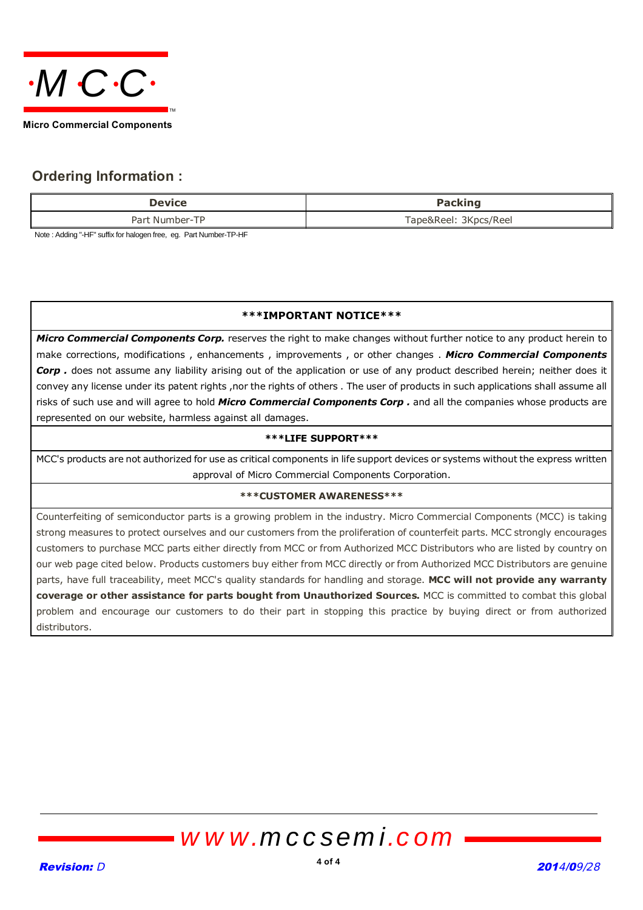**Micro Commercial Components**

## Ordering Information :

| Device | Packing |
|---|---|
| Part Number-TP | Tape&Reel: 3Kpcs/Reel |

Note : Adding "-HF" suffix for halogen free, eg. Part Number-TP-HF

**\*\*\*IMPORTANT NOTICE\*\*\***

***Micro Commercial Components Corp.*** reserves the right to make changes without further notice to any product herein to make corrections, modifications , enhancements , improvements , or other changes . ***Micro Commercial Components Corp .*** does not assume any liability arising out of the application or use of any product described herein; neither does it convey any license under its patent rights ,nor the rights of others . The user of products in such applications shall assume all risks of such use and will agree to hold ***Micro Commercial Components Corp .*** and all the companies whose products are represented on our website, harmless against all damages.

**\*\*\*LIFE SUPPORT\*\*\***

MCC's products are not authorized for use as critical components in life support devices or systems without the express written approval of Micro Commercial Components Corporation.

**\*\*\*CUSTOMER AWARENESS\*\*\***

Counterfeiting of semiconductor parts is a growing problem in the industry. Micro Commercial Components (MCC) is taking strong measures to protect ourselves and our customers from the proliferation of counterfeit parts. MCC strongly encourages customers to purchase MCC parts either directly from MCC or from Authorized MCC Distributors who are listed by country on our web page cited below. Products customers buy either from MCC directly or from Authorized MCC Distributors are genuine parts, have full traceability, meet MCC's quality standards for handling and storage. **MCC will not provide any warranty coverage or other assistance for parts bought from Unauthorized Sources.** MCC is committed to combat this global problem and encourage our customers to do their part in stopping this practice by buying direct or from authorized distributors.

*www.mccsemi.com*

***Revision:*** *D*

***2014/09/28***